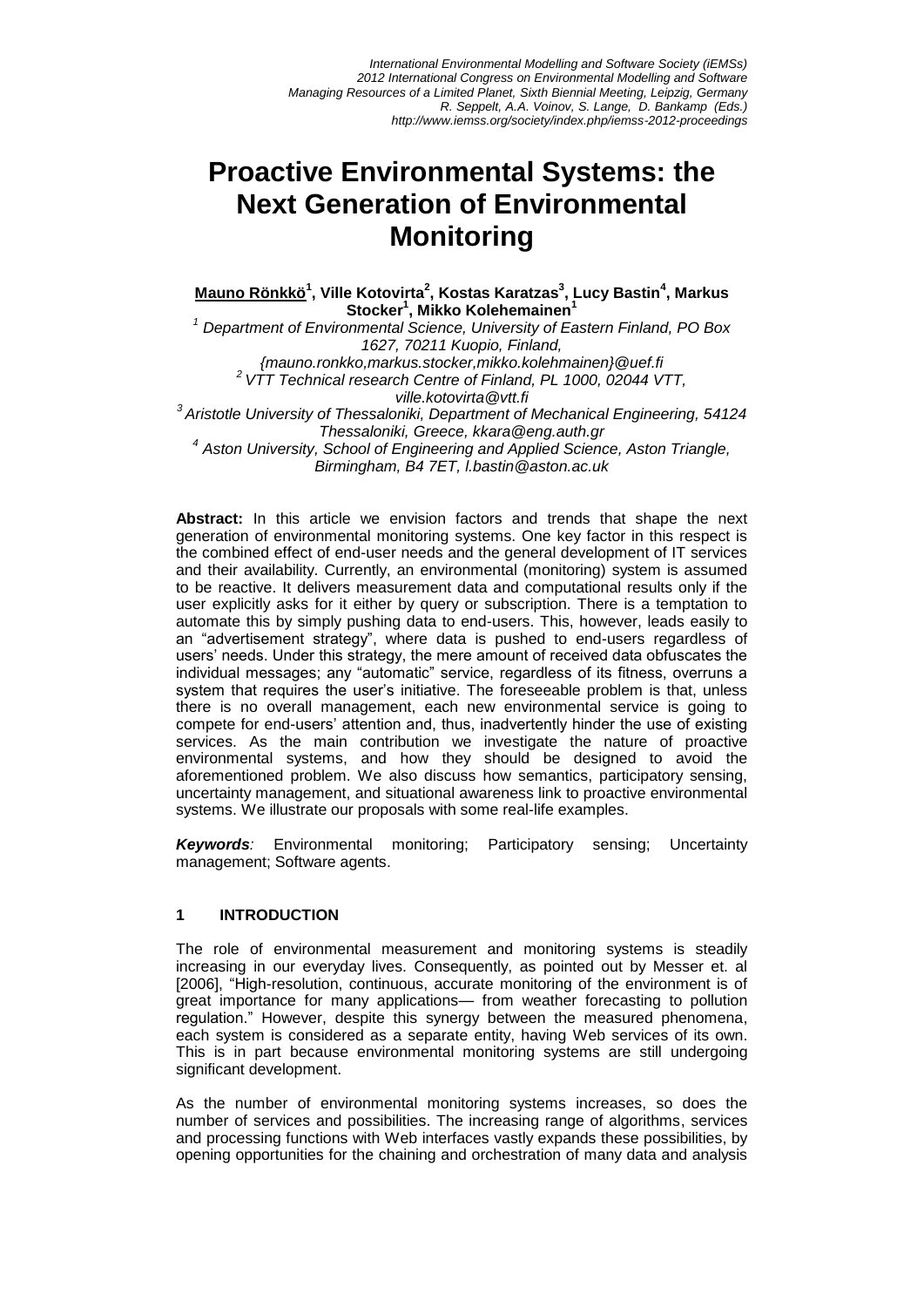*International Environmental Modelling and Software Society (iEMSs)*
*2012 International Congress on Environmental Modelling and Software*
*Managing Resources of a Limited Planet, Sixth Biennial Meeting, Leipzig, Germany*
*R. Seppelt, A.A. Voinov, S. Lange, D. Bankamp (Eds.)*
*http://www.iemss.org/society/index.php/iemss-2012-proceedings*

# Proactive Environmental Systems: the Next Generation of Environmental Monitoring

**Mauno Rönkkö[1], Ville Kotovirta[2], Kostas Karatzas[3], Lucy Bastin[4], Markus Stocker[1], Mikko Kolehemainen[1]**

[1] *Department of Environmental Science, University of Eastern Finland, PO Box 1627, 70211 Kuopio, Finland, {mauno.ronkko,markus.stocker,mikko.kolehmainen}@uef.fi*

[2] *VTT Technical research Centre of Finland, PL 1000, 02044 VTT, ville.kotovirta@vtt.fi*

[3] *Aristotle University of Thessaloniki, Department of Mechanical Engineering, 54124 Thessaloniki, Greece, kkara@eng.auth.gr*

[4] *Aston University, School of Engineering and Applied Science, Aston Triangle, Birmingham, B4 7ET, l.bastin@aston.ac.uk*

**Abstract:** In this article we envision factors and trends that shape the next generation of environmental monitoring systems. One key factor in this respect is the combined effect of end-user needs and the general development of IT services and their availability. Currently, an environmental (monitoring) system is assumed to be reactive. It delivers measurement data and computational results only if the user explicitly asks for it either by query or subscription. There is a temptation to automate this by simply pushing data to end-users. This, however, leads easily to an "advertisement strategy", where data is pushed to end-users regardless of users' needs. Under this strategy, the mere amount of received data obfuscates the individual messages; any "automatic" service, regardless of its fitness, overruns a system that requires the user's initiative. The foreseeable problem is that, unless there is no overall management, each new environmental service is going to compete for end-users' attention and, thus, inadvertently hinder the use of existing services. As the main contribution we investigate the nature of proactive environmental systems, and how they should be designed to avoid the aforementioned problem. We also discuss how semantics, participatory sensing, uncertainty management, and situational awareness link to proactive environmental systems. We illustrate our proposals with some real-life examples.

***Keywords**:* Environmental monitoring; Participatory sensing; Uncertainty management; Software agents.

## 1 INTRODUCTION

The role of environmental measurement and monitoring systems is steadily increasing in our everyday lives. Consequently, as pointed out by Messer et. al [2006], "High-resolution, continuous, accurate monitoring of the environment is of great importance for many applications— from weather forecasting to pollution regulation." However, despite this synergy between the measured phenomena, each system is considered as a separate entity, having Web services of its own. This is in part because environmental monitoring systems are still undergoing significant development.

As the number of environmental monitoring systems increases, so does the number of services and possibilities. The increasing range of algorithms, services and processing functions with Web interfaces vastly expands these possibilities, by opening opportunities for the chaining and orchestration of many data and analysis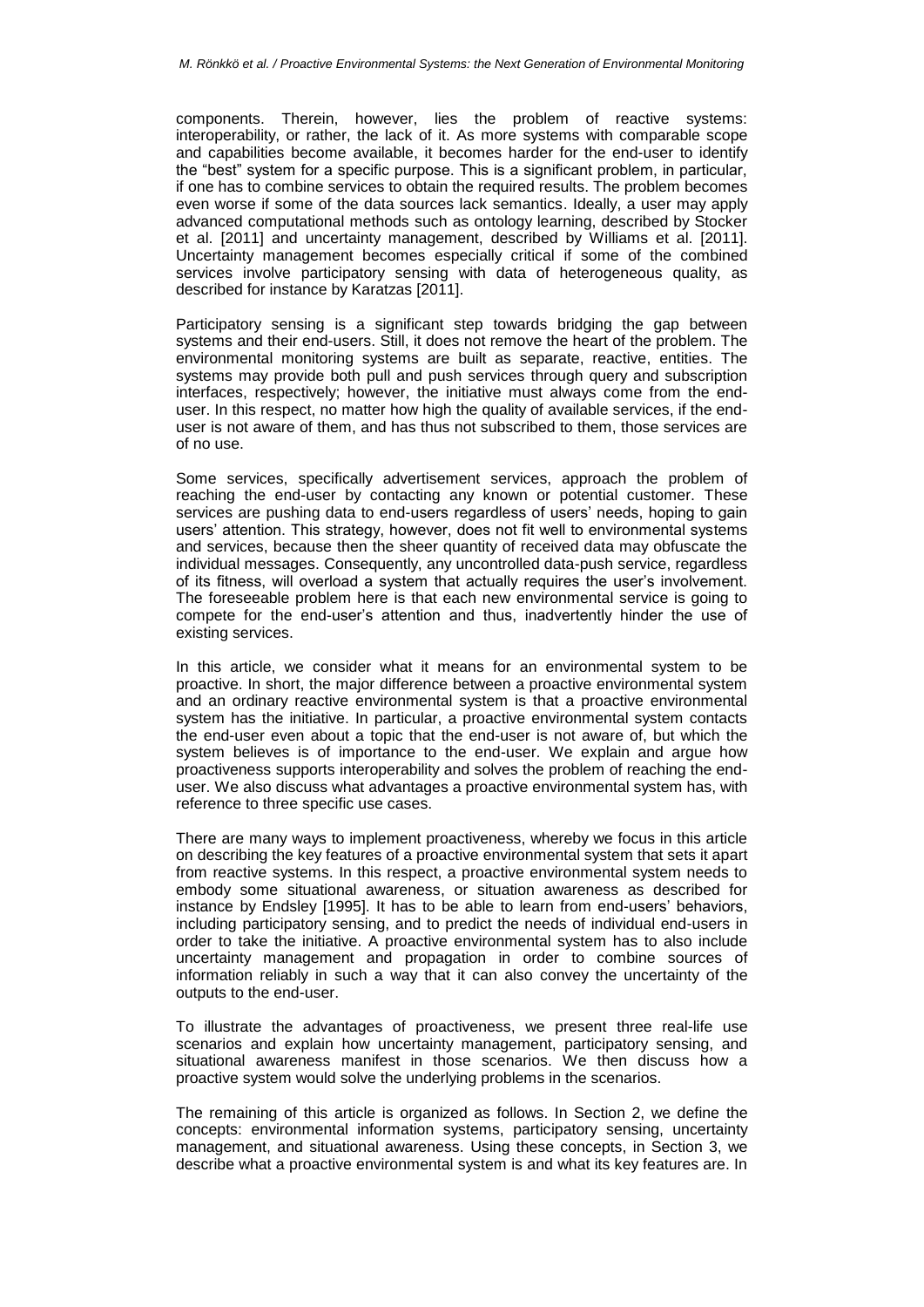components. Therein, however, lies the problem of reactive systems: interoperability, or rather, the lack of it. As more systems with comparable scope and capabilities become available, it becomes harder for the end-user to identify the "best" system for a specific purpose. This is a significant problem, in particular, if one has to combine services to obtain the required results. The problem becomes even worse if some of the data sources lack semantics. Ideally, a user may apply advanced computational methods such as ontology learning, described by Stocker et al. [2011] and uncertainty management, described by Williams et al. [2011]. Uncertainty management becomes especially critical if some of the combined services involve participatory sensing with data of heterogeneous quality, as described for instance by Karatzas [2011].

Participatory sensing is a significant step towards bridging the gap between systems and their end-users. Still, it does not remove the heart of the problem. The environmental monitoring systems are built as separate, reactive, entities. The systems may provide both pull and push services through query and subscription interfaces, respectively; however, the initiative must always come from the end-user. In this respect, no matter how high the quality of available services, if the end-user is not aware of them, and has thus not subscribed to them, those services are of no use.

Some services, specifically advertisement services, approach the problem of reaching the end-user by contacting any known or potential customer. These services are pushing data to end-users regardless of users' needs, hoping to gain users' attention. This strategy, however, does not fit well to environmental systems and services, because then the sheer quantity of received data may obfuscate the individual messages. Consequently, any uncontrolled data-push service, regardless of its fitness, will overload a system that actually requires the user's involvement. The foreseeable problem here is that each new environmental service is going to compete for the end-user's attention and thus, inadvertently hinder the use of existing services.

In this article, we consider what it means for an environmental system to be proactive. In short, the major difference between a proactive environmental system and an ordinary reactive environmental system is that a proactive environmental system has the initiative. In particular, a proactive environmental system contacts the end-user even about a topic that the end-user is not aware of, but which the system believes is of importance to the end-user. We explain and argue how proactiveness supports interoperability and solves the problem of reaching the end-user. We also discuss what advantages a proactive environmental system has, with reference to three specific use cases.

There are many ways to implement proactiveness, whereby we focus in this article on describing the key features of a proactive environmental system that sets it apart from reactive systems. In this respect, a proactive environmental system needs to embody some situational awareness, or situation awareness as described for instance by Endsley [1995]. It has to be able to learn from end-users' behaviors, including participatory sensing, and to predict the needs of individual end-users in order to take the initiative. A proactive environmental system has to also include uncertainty management and propagation in order to combine sources of information reliably in such a way that it can also convey the uncertainty of the outputs to the end-user.

To illustrate the advantages of proactiveness, we present three real-life use scenarios and explain how uncertainty management, participatory sensing, and situational awareness manifest in those scenarios. We then discuss how a proactive system would solve the underlying problems in the scenarios.

The remaining of this article is organized as follows. In Section 2, we define the concepts: environmental information systems, participatory sensing, uncertainty management, and situational awareness. Using these concepts, in Section 3, we describe what a proactive environmental system is and what its key features are. In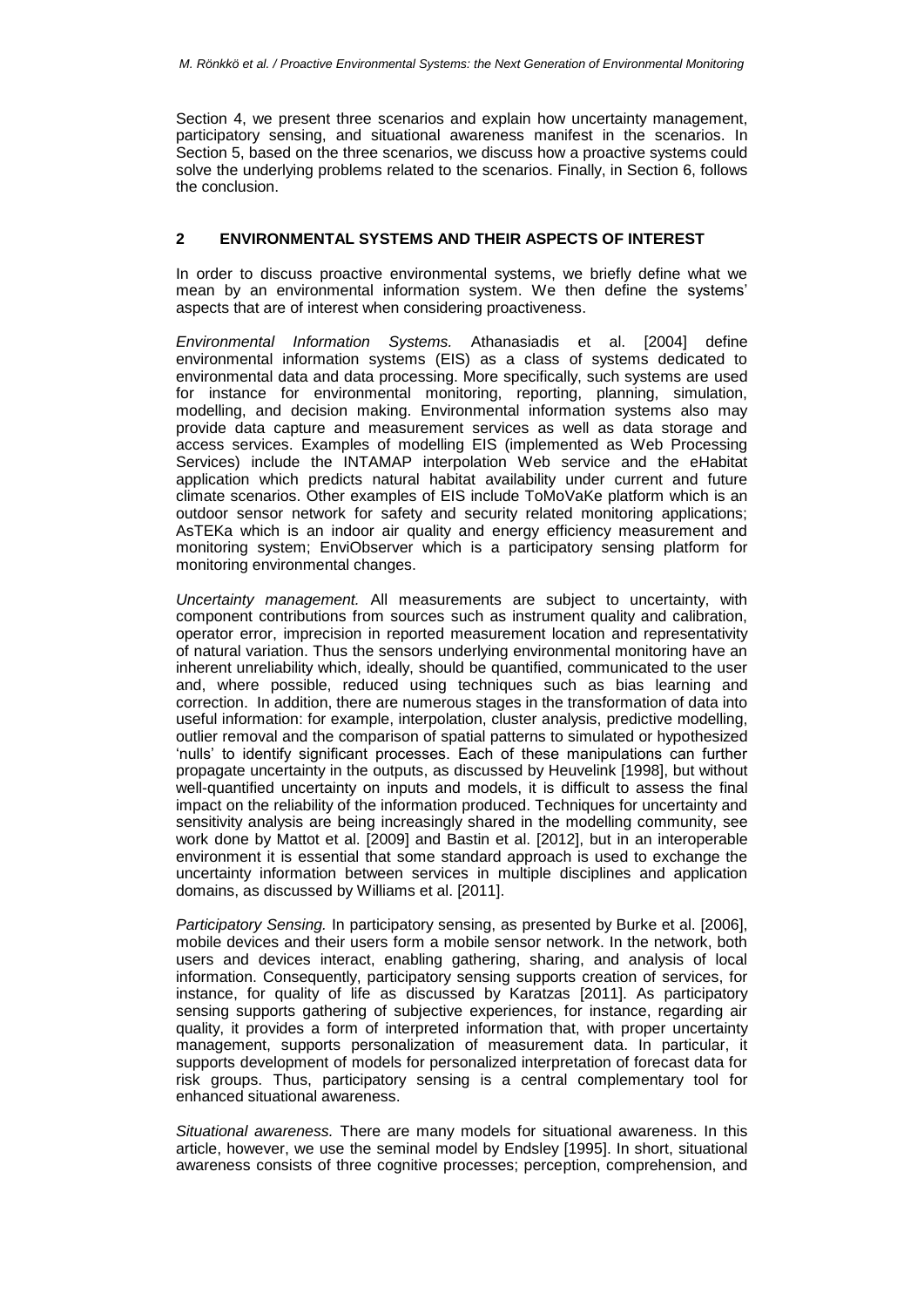Section 4, we present three scenarios and explain how uncertainty management, participatory sensing, and situational awareness manifest in the scenarios. In Section 5, based on the three scenarios, we discuss how a proactive systems could solve the underlying problems related to the scenarios. Finally, in Section 6, follows the conclusion.

## 2 ENVIRONMENTAL SYSTEMS AND THEIR ASPECTS OF INTEREST

In order to discuss proactive environmental systems, we briefly define what we mean by an environmental information system. We then define the systems' aspects that are of interest when considering proactiveness.

*Environmental Information Systems.* Athanasiadis et al. [2004] define environmental information systems (EIS) as a class of systems dedicated to environmental data and data processing. More specifically, such systems are used for instance for environmental monitoring, reporting, planning, simulation, modelling, and decision making. Environmental information systems also may provide data capture and measurement services as well as data storage and access services. Examples of modelling EIS (implemented as Web Processing Services) include the INTAMAP interpolation Web service and the eHabitat application which predicts natural habitat availability under current and future climate scenarios. Other examples of EIS include ToMoVaKe platform which is an outdoor sensor network for safety and security related monitoring applications; AsTEKa which is an indoor air quality and energy efficiency measurement and monitoring system; EnviObserver which is a participatory sensing platform for monitoring environmental changes.

*Uncertainty management.* All measurements are subject to uncertainty, with component contributions from sources such as instrument quality and calibration, operator error, imprecision in reported measurement location and representativity of natural variation. Thus the sensors underlying environmental monitoring have an inherent unreliability which, ideally, should be quantified, communicated to the user and, where possible, reduced using techniques such as bias learning and correction. In addition, there are numerous stages in the transformation of data into useful information: for example, interpolation, cluster analysis, predictive modelling, outlier removal and the comparison of spatial patterns to simulated or hypothesized 'nulls' to identify significant processes. Each of these manipulations can further propagate uncertainty in the outputs, as discussed by Heuvelink [1998], but without well-quantified uncertainty on inputs and models, it is difficult to assess the final impact on the reliability of the information produced. Techniques for uncertainty and sensitivity analysis are being increasingly shared in the modelling community, see work done by Mattot et al. [2009] and Bastin et al. [2012], but in an interoperable environment it is essential that some standard approach is used to exchange the uncertainty information between services in multiple disciplines and application domains, as discussed by Williams et al. [2011].

*Participatory Sensing.* In participatory sensing, as presented by Burke et al. [2006], mobile devices and their users form a mobile sensor network. In the network, both users and devices interact, enabling gathering, sharing, and analysis of local information. Consequently, participatory sensing supports creation of services, for instance, for quality of life as discussed by Karatzas [2011]. As participatory sensing supports gathering of subjective experiences, for instance, regarding air quality, it provides a form of interpreted information that, with proper uncertainty management, supports personalization of measurement data. In particular, it supports development of models for personalized interpretation of forecast data for risk groups. Thus, participatory sensing is a central complementary tool for enhanced situational awareness.

*Situational awareness.* There are many models for situational awareness. In this article, however, we use the seminal model by Endsley [1995]. In short, situational awareness consists of three cognitive processes; perception, comprehension, and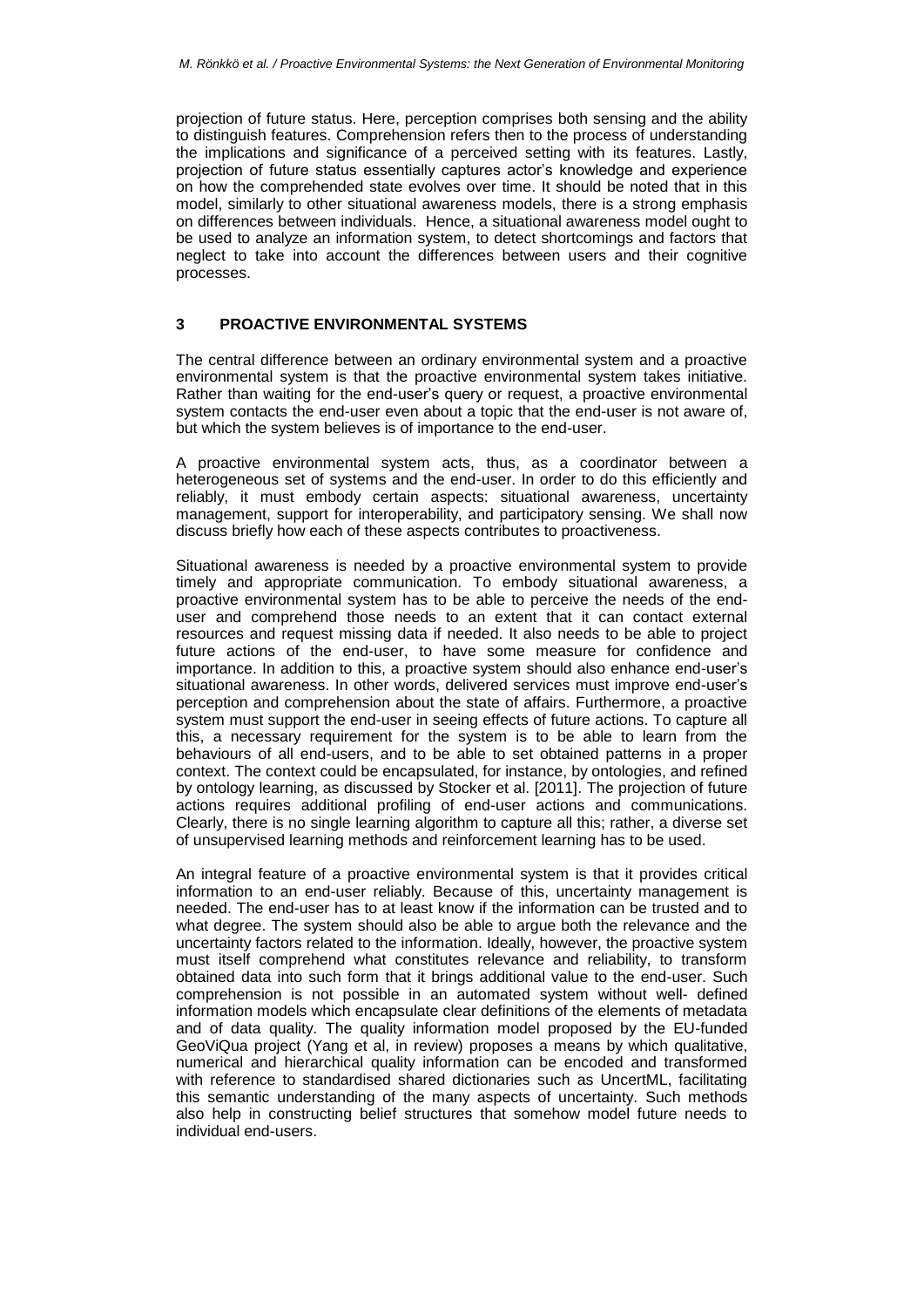projection of future status. Here, perception comprises both sensing and the ability to distinguish features. Comprehension refers then to the process of understanding the implications and significance of a perceived setting with its features. Lastly, projection of future status essentially captures actor's knowledge and experience on how the comprehended state evolves over time. It should be noted that in this model, similarly to other situational awareness models, there is a strong emphasis on differences between individuals. Hence, a situational awareness model ought to be used to analyze an information system, to detect shortcomings and factors that neglect to take into account the differences between users and their cognitive processes.

## 3 PROACTIVE ENVIRONMENTAL SYSTEMS

The central difference between an ordinary environmental system and a proactive environmental system is that the proactive environmental system takes initiative. Rather than waiting for the end-user's query or request, a proactive environmental system contacts the end-user even about a topic that the end-user is not aware of, but which the system believes is of importance to the end-user.

A proactive environmental system acts, thus, as a coordinator between a heterogeneous set of systems and the end-user. In order to do this efficiently and reliably, it must embody certain aspects: situational awareness, uncertainty management, support for interoperability, and participatory sensing. We shall now discuss briefly how each of these aspects contributes to proactiveness.

Situational awareness is needed by a proactive environmental system to provide timely and appropriate communication. To embody situational awareness, a proactive environmental system has to be able to perceive the needs of the end-user and comprehend those needs to an extent that it can contact external resources and request missing data if needed. It also needs to be able to project future actions of the end-user, to have some measure for confidence and importance. In addition to this, a proactive system should also enhance end-user's situational awareness. In other words, delivered services must improve end-user's perception and comprehension about the state of affairs. Furthermore, a proactive system must support the end-user in seeing effects of future actions. To capture all this, a necessary requirement for the system is to be able to learn from the behaviours of all end-users, and to be able to set obtained patterns in a proper context. The context could be encapsulated, for instance, by ontologies, and refined by ontology learning, as discussed by Stocker et al. [2011]. The projection of future actions requires additional profiling of end-user actions and communications. Clearly, there is no single learning algorithm to capture all this; rather, a diverse set of unsupervised learning methods and reinforcement learning has to be used.

An integral feature of a proactive environmental system is that it provides critical information to an end-user reliably. Because of this, uncertainty management is needed. The end-user has to at least know if the information can be trusted and to what degree. The system should also be able to argue both the relevance and the uncertainty factors related to the information. Ideally, however, the proactive system must itself comprehend what constitutes relevance and reliability, to transform obtained data into such form that it brings additional value to the end-user. Such comprehension is not possible in an automated system without well- defined information models which encapsulate clear definitions of the elements of metadata and of data quality. The quality information model proposed by the EU-funded GeoViQua project (Yang et al, in review) proposes a means by which qualitative, numerical and hierarchical quality information can be encoded and transformed with reference to standardised shared dictionaries such as UncertML, facilitating this semantic understanding of the many aspects of uncertainty. Such methods also help in constructing belief structures that somehow model future needs to individual end-users.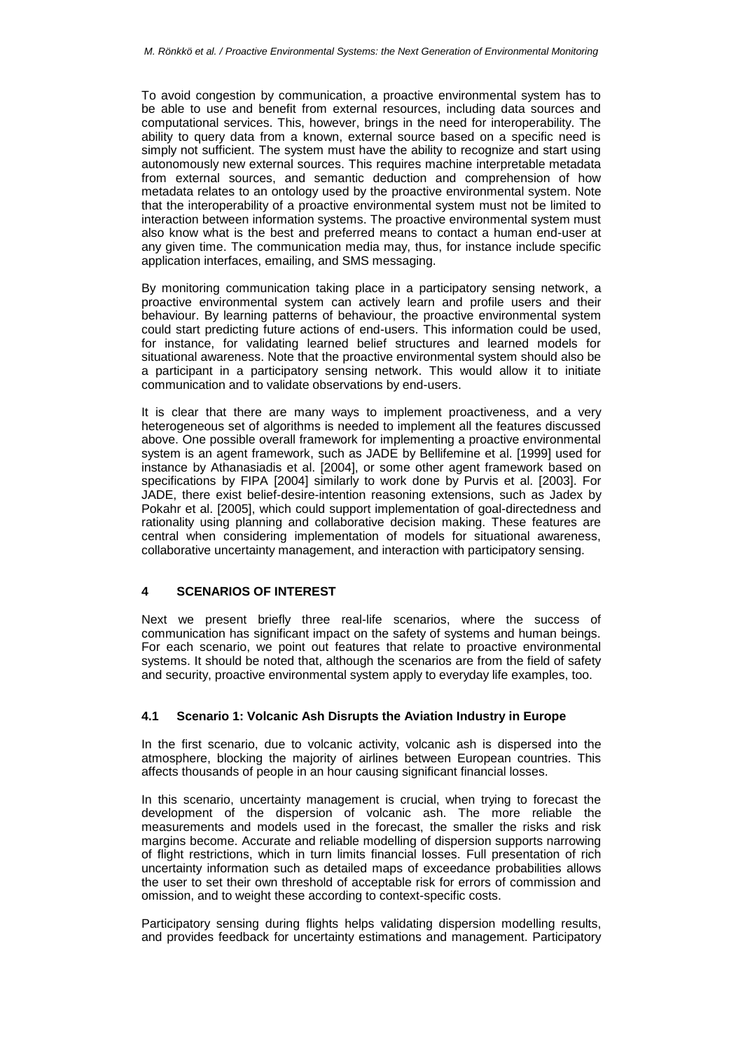To avoid congestion by communication, a proactive environmental system has to be able to use and benefit from external resources, including data sources and computational services. This, however, brings in the need for interoperability. The ability to query data from a known, external source based on a specific need is simply not sufficient. The system must have the ability to recognize and start using autonomously new external sources. This requires machine interpretable metadata from external sources, and semantic deduction and comprehension of how metadata relates to an ontology used by the proactive environmental system. Note that the interoperability of a proactive environmental system must not be limited to interaction between information systems. The proactive environmental system must also know what is the best and preferred means to contact a human end-user at any given time. The communication media may, thus, for instance include specific application interfaces, emailing, and SMS messaging.

By monitoring communication taking place in a participatory sensing network, a proactive environmental system can actively learn and profile users and their behaviour. By learning patterns of behaviour, the proactive environmental system could start predicting future actions of end-users. This information could be used, for instance, for validating learned belief structures and learned models for situational awareness. Note that the proactive environmental system should also be a participant in a participatory sensing network. This would allow it to initiate communication and to validate observations by end-users.

It is clear that there are many ways to implement proactiveness, and a very heterogeneous set of algorithms is needed to implement all the features discussed above. One possible overall framework for implementing a proactive environmental system is an agent framework, such as JADE by Bellifemine et al. [1999] used for instance by Athanasiadis et al. [2004], or some other agent framework based on specifications by FIPA [2004] similarly to work done by Purvis et al. [2003]. For JADE, there exist belief-desire-intention reasoning extensions, such as Jadex by Pokahr et al. [2005], which could support implementation of goal-directedness and rationality using planning and collaborative decision making. These features are central when considering implementation of models for situational awareness, collaborative uncertainty management, and interaction with participatory sensing.

## 4 SCENARIOS OF INTEREST

Next we present briefly three real-life scenarios, where the success of communication has significant impact on the safety of systems and human beings. For each scenario, we point out features that relate to proactive environmental systems. It should be noted that, although the scenarios are from the field of safety and security, proactive environmental system apply to everyday life examples, too.

### 4.1 Scenario 1: Volcanic Ash Disrupts the Aviation Industry in Europe

In the first scenario, due to volcanic activity, volcanic ash is dispersed into the atmosphere, blocking the majority of airlines between European countries. This affects thousands of people in an hour causing significant financial losses.

In this scenario, uncertainty management is crucial, when trying to forecast the development of the dispersion of volcanic ash. The more reliable the measurements and models used in the forecast, the smaller the risks and risk margins become. Accurate and reliable modelling of dispersion supports narrowing of flight restrictions, which in turn limits financial losses. Full presentation of rich uncertainty information such as detailed maps of exceedance probabilities allows the user to set their own threshold of acceptable risk for errors of commission and omission, and to weight these according to context-specific costs.

Participatory sensing during flights helps validating dispersion modelling results, and provides feedback for uncertainty estimations and management. Participatory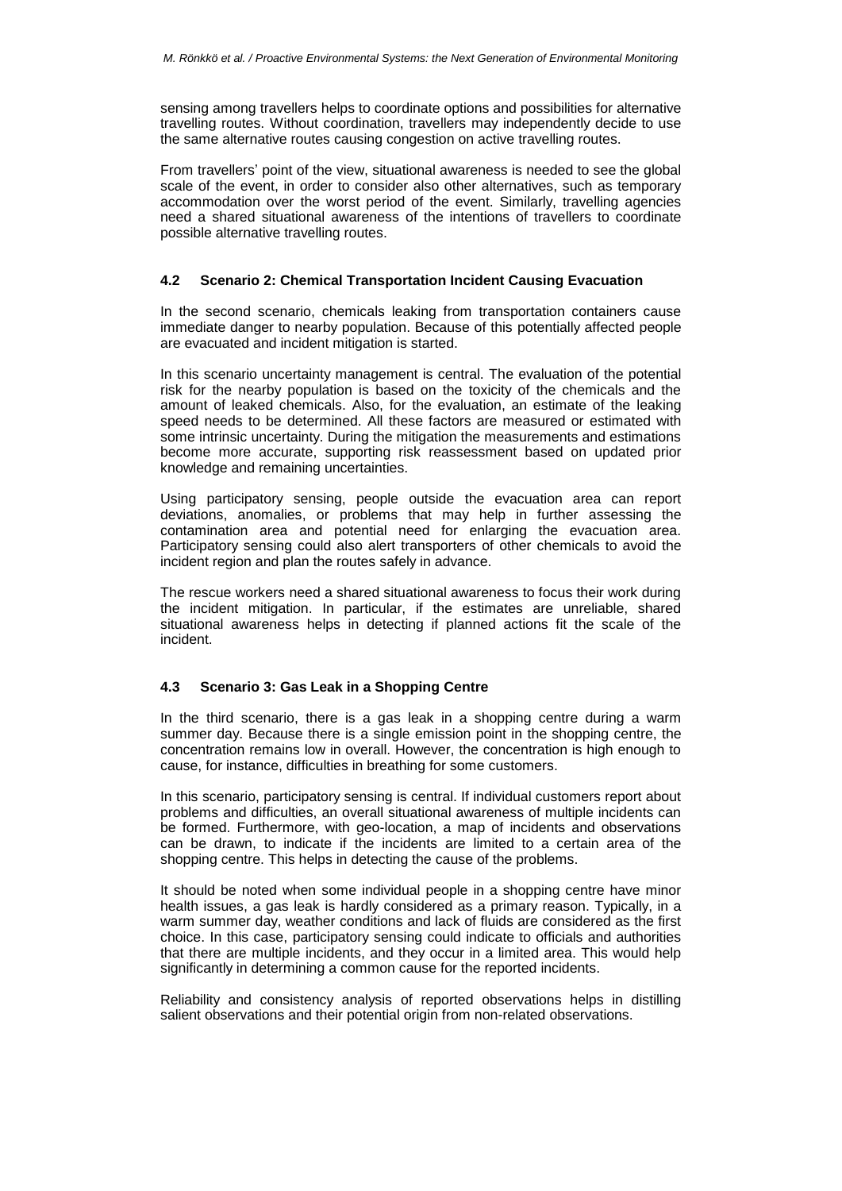sensing among travellers helps to coordinate options and possibilities for alternative travelling routes. Without coordination, travellers may independently decide to use the same alternative routes causing congestion on active travelling routes.

From travellers' point of the view, situational awareness is needed to see the global scale of the event, in order to consider also other alternatives, such as temporary accommodation over the worst period of the event. Similarly, travelling agencies need a shared situational awareness of the intentions of travellers to coordinate possible alternative travelling routes.

### 4.2 Scenario 2: Chemical Transportation Incident Causing Evacuation

In the second scenario, chemicals leaking from transportation containers cause immediate danger to nearby population. Because of this potentially affected people are evacuated and incident mitigation is started.

In this scenario uncertainty management is central. The evaluation of the potential risk for the nearby population is based on the toxicity of the chemicals and the amount of leaked chemicals. Also, for the evaluation, an estimate of the leaking speed needs to be determined. All these factors are measured or estimated with some intrinsic uncertainty. During the mitigation the measurements and estimations become more accurate, supporting risk reassessment based on updated prior knowledge and remaining uncertainties.

Using participatory sensing, people outside the evacuation area can report deviations, anomalies, or problems that may help in further assessing the contamination area and potential need for enlarging the evacuation area. Participatory sensing could also alert transporters of other chemicals to avoid the incident region and plan the routes safely in advance.

The rescue workers need a shared situational awareness to focus their work during the incident mitigation. In particular, if the estimates are unreliable, shared situational awareness helps in detecting if planned actions fit the scale of the incident.

### 4.3 Scenario 3: Gas Leak in a Shopping Centre

In the third scenario, there is a gas leak in a shopping centre during a warm summer day. Because there is a single emission point in the shopping centre, the concentration remains low in overall. However, the concentration is high enough to cause, for instance, difficulties in breathing for some customers.

In this scenario, participatory sensing is central. If individual customers report about problems and difficulties, an overall situational awareness of multiple incidents can be formed. Furthermore, with geo-location, a map of incidents and observations can be drawn, to indicate if the incidents are limited to a certain area of the shopping centre. This helps in detecting the cause of the problems.

It should be noted when some individual people in a shopping centre have minor health issues, a gas leak is hardly considered as a primary reason. Typically, in a warm summer day, weather conditions and lack of fluids are considered as the first choice. In this case, participatory sensing could indicate to officials and authorities that there are multiple incidents, and they occur in a limited area. This would help significantly in determining a common cause for the reported incidents.

Reliability and consistency analysis of reported observations helps in distilling salient observations and their potential origin from non-related observations.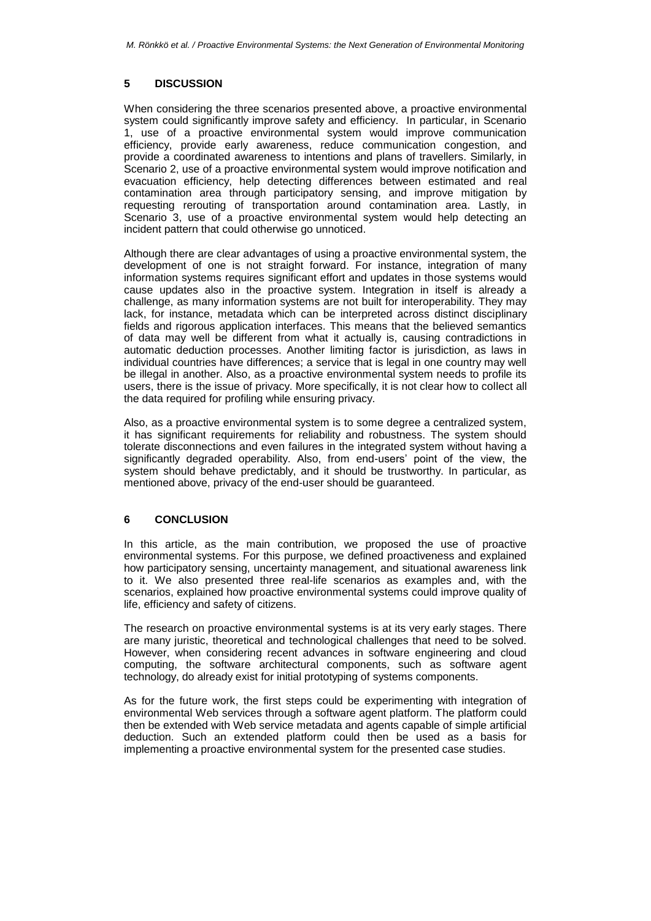## 5 DISCUSSION

When considering the three scenarios presented above, a proactive environmental system could significantly improve safety and efficiency. In particular, in Scenario 1, use of a proactive environmental system would improve communication efficiency, provide early awareness, reduce communication congestion, and provide a coordinated awareness to intentions and plans of travellers. Similarly, in Scenario 2, use of a proactive environmental system would improve notification and evacuation efficiency, help detecting differences between estimated and real contamination area through participatory sensing, and improve mitigation by requesting rerouting of transportation around contamination area. Lastly, in Scenario 3, use of a proactive environmental system would help detecting an incident pattern that could otherwise go unnoticed.

Although there are clear advantages of using a proactive environmental system, the development of one is not straight forward. For instance, integration of many information systems requires significant effort and updates in those systems would cause updates also in the proactive system. Integration in itself is already a challenge, as many information systems are not built for interoperability. They may lack, for instance, metadata which can be interpreted across distinct disciplinary fields and rigorous application interfaces. This means that the believed semantics of data may well be different from what it actually is, causing contradictions in automatic deduction processes. Another limiting factor is jurisdiction, as laws in individual countries have differences; a service that is legal in one country may well be illegal in another. Also, as a proactive environmental system needs to profile its users, there is the issue of privacy. More specifically, it is not clear how to collect all the data required for profiling while ensuring privacy.

Also, as a proactive environmental system is to some degree a centralized system, it has significant requirements for reliability and robustness. The system should tolerate disconnections and even failures in the integrated system without having a significantly degraded operability. Also, from end-users' point of the view, the system should behave predictably, and it should be trustworthy. In particular, as mentioned above, privacy of the end-user should be guaranteed.

## 6 CONCLUSION

In this article, as the main contribution, we proposed the use of proactive environmental systems. For this purpose, we defined proactiveness and explained how participatory sensing, uncertainty management, and situational awareness link to it. We also presented three real-life scenarios as examples and, with the scenarios, explained how proactive environmental systems could improve quality of life, efficiency and safety of citizens.

The research on proactive environmental systems is at its very early stages. There are many juristic, theoretical and technological challenges that need to be solved. However, when considering recent advances in software engineering and cloud computing, the software architectural components, such as software agent technology, do already exist for initial prototyping of systems components.

As for the future work, the first steps could be experimenting with integration of environmental Web services through a software agent platform. The platform could then be extended with Web service metadata and agents capable of simple artificial deduction. Such an extended platform could then be used as a basis for implementing a proactive environmental system for the presented case studies.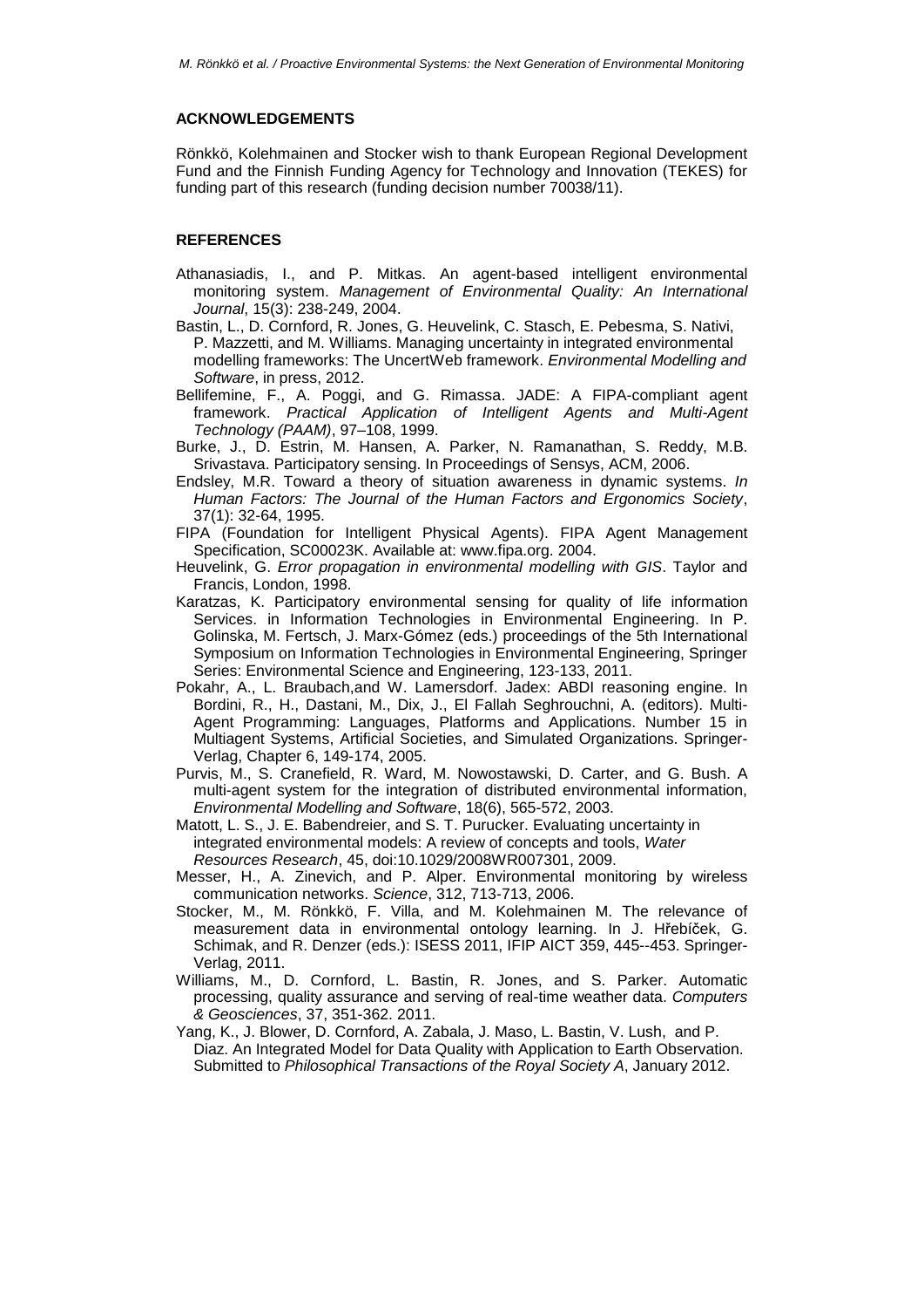#### ACKNOWLEDGEMENTS

Rönkkö, Kolehmainen and Stocker wish to thank European Regional Development Fund and the Finnish Funding Agency for Technology and Innovation (TEKES) for funding part of this research (funding decision number 70038/11).

#### REFERENCES

Athanasiadis, I., and P. Mitkas. An agent-based intelligent environmental monitoring system. *Management of Environmental Quality: An International Journal*, 15(3): 238-249, 2004.

Bastin, L., D. Cornford, R. Jones, G. Heuvelink, C. Stasch, E. Pebesma, S. Nativi, P. Mazzetti, and M. Williams. Managing uncertainty in integrated environmental modelling frameworks: The UncertWeb framework. *Environmental Modelling and Software*, in press, 2012.

Bellifemine, F., A. Poggi, and G. Rimassa. JADE: A FIPA-compliant agent framework. *Practical Application of Intelligent Agents and Multi-Agent Technology (PAAM)*, 97–108, 1999.

Burke, J., D. Estrin, M. Hansen, A. Parker, N. Ramanathan, S. Reddy, M.B. Srivastava. Participatory sensing. In Proceedings of Sensys, ACM, 2006.

Endsley, M.R. Toward a theory of situation awareness in dynamic systems. *In Human Factors: The Journal of the Human Factors and Ergonomics Society*, 37(1): 32-64, 1995.

FIPA (Foundation for Intelligent Physical Agents). FIPA Agent Management Specification, SC00023K. Available at: www.fipa.org. 2004.

Heuvelink, G. *Error propagation in environmental modelling with GIS*. Taylor and Francis, London, 1998.

Karatzas, K. Participatory environmental sensing for quality of life information Services. in Information Technologies in Environmental Engineering. In P. Golinska, M. Fertsch, J. Marx-Gómez (eds.) proceedings of the 5th International Symposium on Information Technologies in Environmental Engineering, Springer Series: Environmental Science and Engineering, 123-133, 2011.

Pokahr, A., L. Braubach,and W. Lamersdorf. Jadex: ABDI reasoning engine. In Bordini, R., H., Dastani, M., Dix, J., El Fallah Seghrouchni, A. (editors). Multi-Agent Programming: Languages, Platforms and Applications. Number 15 in Multiagent Systems, Artificial Societies, and Simulated Organizations. Springer-Verlag, Chapter 6, 149-174, 2005.

Purvis, M., S. Cranefield, R. Ward, M. Nowostawski, D. Carter, and G. Bush. A multi-agent system for the integration of distributed environmental information, *Environmental Modelling and Software*, 18(6), 565-572, 2003.

Matott, L. S., J. E. Babendreier, and S. T. Purucker. Evaluating uncertainty in integrated environmental models: A review of concepts and tools, *Water Resources Research*, 45, doi:10.1029/2008WR007301, 2009.

Messer, H., A. Zinevich, and P. Alper. Environmental monitoring by wireless communication networks. *Science*, 312, 713-713, 2006.

Stocker, M., M. Rönkkö, F. Villa, and M. Kolehmainen M. The relevance of measurement data in environmental ontology learning. In J. Hřebíček, G. Schimak, and R. Denzer (eds.): ISESS 2011, IFIP AICT 359, 445--453. Springer-Verlag, 2011.

Williams, M., D. Cornford, L. Bastin, R. Jones, and S. Parker. Automatic processing, quality assurance and serving of real-time weather data. *Computers & Geosciences*, 37, 351-362. 2011.

Yang, K., J. Blower, D. Cornford, A. Zabala, J. Maso, L. Bastin, V. Lush, and P. Diaz. An Integrated Model for Data Quality with Application to Earth Observation. Submitted to *Philosophical Transactions of the Royal Society A*, January 2012.